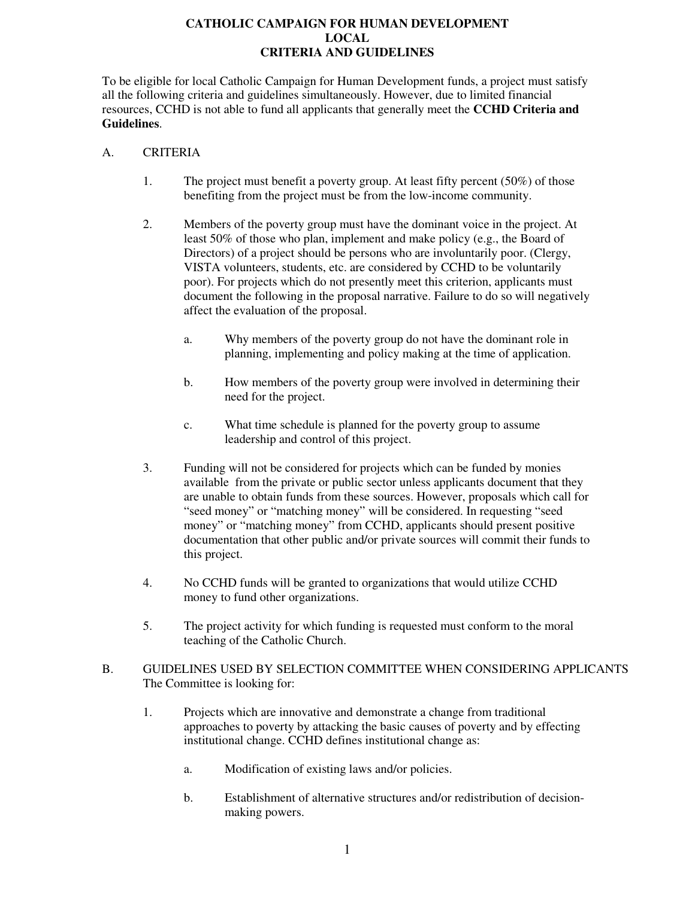# CATHOLIC CAMPAIGN FOR HUMAN DEVELOPMENT
# LOCAL
# CRITERIA AND GUIDELINES

To be eligible for local Catholic Campaign for Human Development funds, a project must satisfy all the following criteria and guidelines simultaneously. However, due to limited financial resources, CCHD is not able to fund all applicants that generally meet the **CCHD Criteria and Guidelines**.

## A. CRITERIA

1. The project must benefit a poverty group. At least fifty percent (50%) of those benefiting from the project must be from the low-income community.

2. Members of the poverty group must have the dominant voice in the project. At least 50% of those who plan, implement and make policy (e.g., the Board of Directors) of a project should be persons who are involuntarily poor. (Clergy, VISTA volunteers, students, etc. are considered by CCHD to be voluntarily poor). For projects which do not presently meet this criterion, applicants must document the following in the proposal narrative. Failure to do so will negatively affect the evaluation of the proposal.

   a. Why members of the poverty group do not have the dominant role in planning, implementing and policy making at the time of application.

   b. How members of the poverty group were involved in determining their need for the project.

   c. What time schedule is planned for the poverty group to assume leadership and control of this project.

3. Funding will not be considered for projects which can be funded by monies available from the private or public sector unless applicants document that they are unable to obtain funds from these sources. However, proposals which call for "seed money" or "matching money" will be considered. In requesting "seed money" or "matching money" from CCHD, applicants should present positive documentation that other public and/or private sources will commit their funds to this project.

4. No CCHD funds will be granted to organizations that would utilize CCHD money to fund other organizations.

5. The project activity for which funding is requested must conform to the moral teaching of the Catholic Church.

## B. GUIDELINES USED BY SELECTION COMMITTEE WHEN CONSIDERING APPLICANTS

The Committee is looking for:

1. Projects which are innovative and demonstrate a change from traditional approaches to poverty by attacking the basic causes of poverty and by effecting institutional change. CCHD defines institutional change as:

   a. Modification of existing laws and/or policies.

   b. Establishment of alternative structures and/or redistribution of decision-making powers.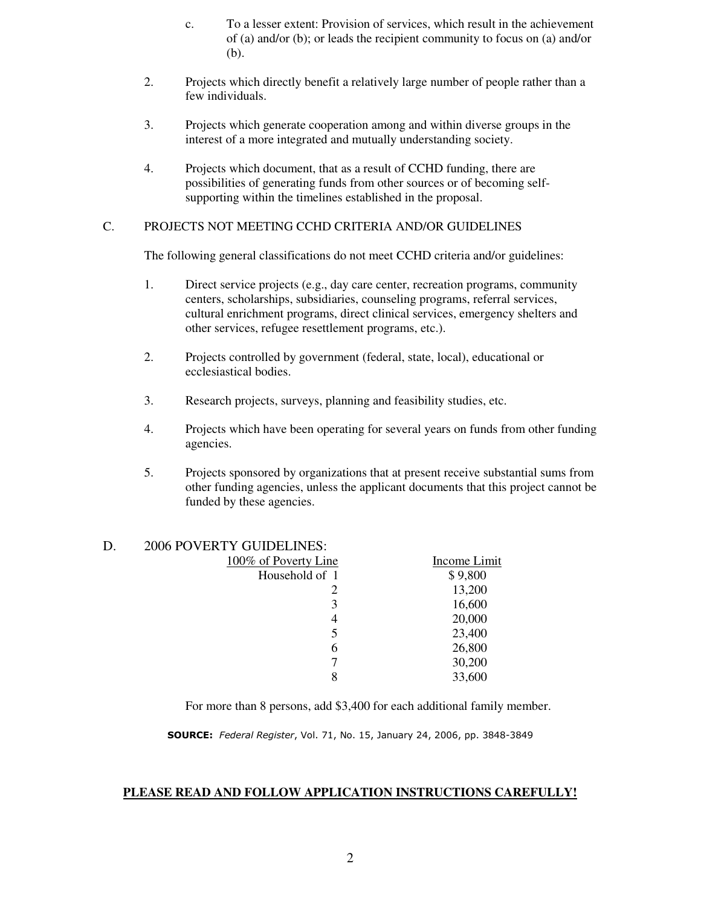c. To a lesser extent: Provision of services, which result in the achievement of (a) and/or (b); or leads the recipient community to focus on (a) and/or (b).

2. Projects which directly benefit a relatively large number of people rather than a few individuals.

3. Projects which generate cooperation among and within diverse groups in the interest of a more integrated and mutually understanding society.

4. Projects which document, that as a result of CCHD funding, there are possibilities of generating funds from other sources or of becoming self-supporting within the timelines established in the proposal.

## C. PROJECTS NOT MEETING CCHD CRITERIA AND/OR GUIDELINES

The following general classifications do not meet CCHD criteria and/or guidelines:

1. Direct service projects (e.g., day care center, recreation programs, community centers, scholarships, subsidiaries, counseling programs, referral services, cultural enrichment programs, direct clinical services, emergency shelters and other services, refugee resettlement programs, etc.).

2. Projects controlled by government (federal, state, local), educational or ecclesiastical bodies.

3. Research projects, surveys, planning and feasibility studies, etc.

4. Projects which have been operating for several years on funds from other funding agencies.

5. Projects sponsored by organizations that at present receive substantial sums from other funding agencies, unless the applicant documents that this project cannot be funded by these agencies.

## D. 2006 POVERTY GUIDELINES:

| 100% of Poverty Line | Income Limit |
| --- | --- |
| Household of 1 | $ 9,800 |
| 2 | 13,200 |
| 3 | 16,600 |
| 4 | 20,000 |
| 5 | 23,400 |
| 6 | 26,800 |
| 7 | 30,200 |
| 8 | 33,600 |

For more than 8 persons, add $3,400 for each additional family member.

**SOURCE:** *Federal Register*, Vol. 71, No. 15, January 24, 2006, pp. 3848-3849

**PLEASE READ AND FOLLOW APPLICATION INSTRUCTIONS CAREFULLY!**